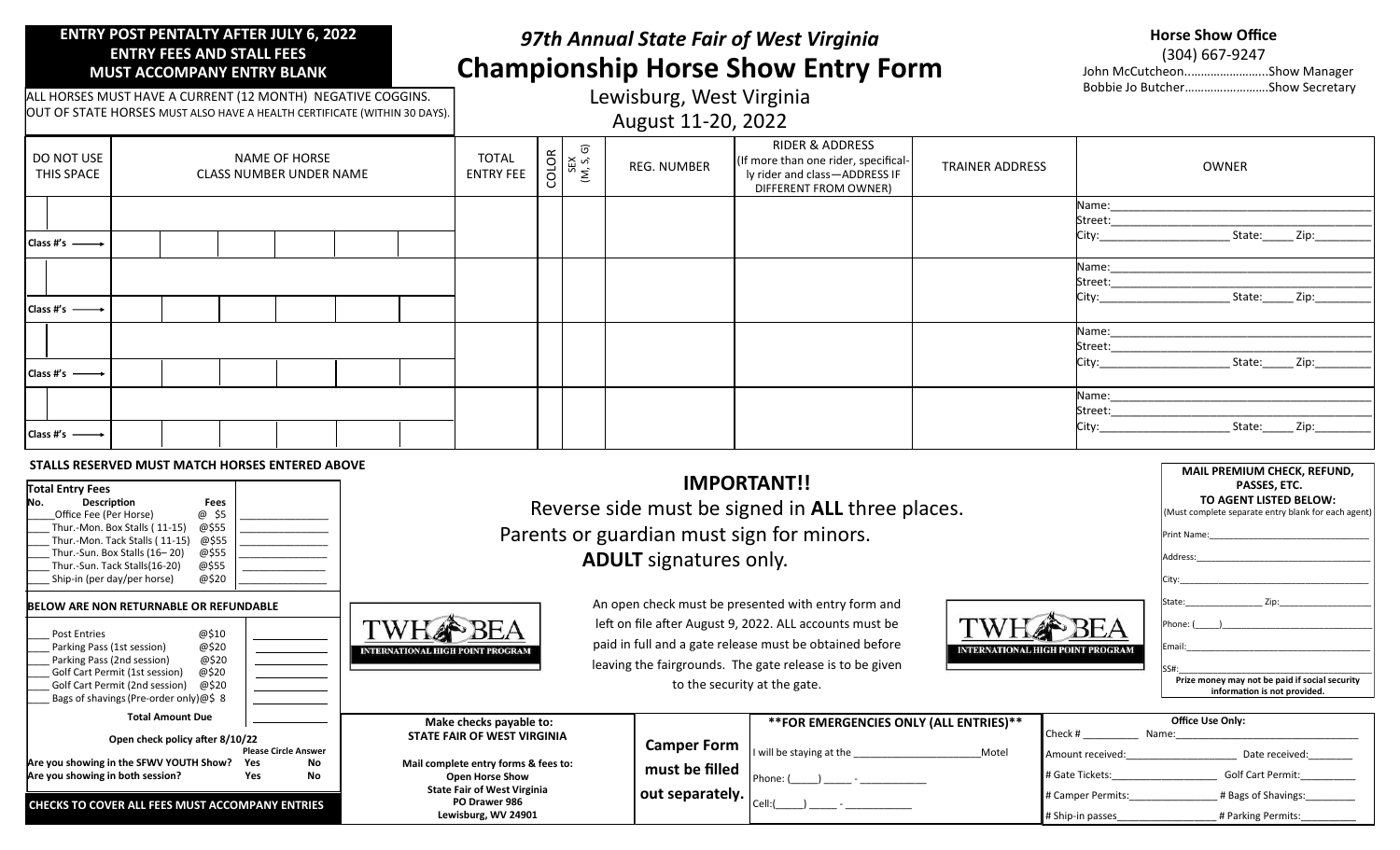**ENTRY POST PENTALTY AFTER JULY 6, 2022**
**ENTRY FEES AND STALL FEES MUST ACCOMPANY ENTRY BLANK**

ALL HORSES MUST HAVE A CURRENT (12 MONTH) NEGATIVE COGGINS.
OUT OF STATE HORSES MUST ALSO HAVE A HEALTH CERTIFICATE (WITHIN 30 DAYS).

# *97th Annual State Fair of West Virginia*
# Championship Horse Show Entry Form

Lewisburg, West Virginia
August 11-20, 2022

**Horse Show Office**
(304) 667-9247
John McCutcheon..........................Show Manager
Bobbie Jo Butcher..........................Show Secretary

| DO NOT USE THIS SPACE | NAME OF HORSE CLASS NUMBER UNDER NAME | | | | | | TOTAL ENTRY FEE | COLOR | SEX (M, S, G) | REG. NUMBER | RIDER & ADDRESS (If more than one rider, specifically rider and class—ADDRESS IF DIFFERENT FROM OWNER) | TRAINER ADDRESS | OWNER |
|---|---|---|---|---|---|---|---|---|---|---|---|---|---|
| | | | | | | | | | | | | | Name:_____ Street:_____ City:_____ State:_____ Zip:_____ |
| Class #'s → | | | | | | | | | | | | | |
| | | | | | | | | | | | | | Name:_____ Street:_____ City:_____ State:_____ Zip:_____ |
| Class #'s → | | | | | | | | | | | | | |
| | | | | | | | | | | | | | Name:_____ Street:_____ City:_____ State:_____ Zip:_____ |
| Class #'s → | | | | | | | | | | | | | |
| | | | | | | | | | | | | | Name:_____ Street:_____ City:_____ State:_____ Zip:_____ |
| Class #'s → | | | | | | | | | | | | | |

**STALLS RESERVED MUST MATCH HORSES ENTERED ABOVE**

**Total Entry Fees**

| No. | Description | Fees | |
|---|---|---|---|
| ____ | Office Fee (Per Horse) | @ $5 | ________ |
| ____ | Thur.-Mon. Box Stalls ( 11-15) | @$55 | ________ |
| ____ | Thur.-Mon. Tack Stalls ( 11-15) | @$55 | ________ |
| ____ | Thur.-Sun. Box Stalls (16– 20) | @$55 | ________ |
| ____ | Thur.-Sun. Tack Stalls(16-20) | @$55 | ________ |
| ____ | Ship-in (per day/per horse) | @$20 | ________ |

**BELOW ARE NON RETURNABLE OR REFUNDABLE**

| No. | Description | Fees | |
|---|---|---|---|
| ____ | Post Entries | @$10 | ________ |
| ____ | Parking Pass (1st session) | @$20 | ________ |
| ____ | Parking Pass (2nd session) | @$20 | ________ |
| ____ | Golf Cart Permit (1st session) | @$20 | ________ |
| ____ | Golf Cart Permit (2nd session) | @$20 | ________ |
| ____ | Bags of shavings (Pre-order only) | @$ 8 | ________ |
| | **Total Amount Due** | | ________ |

**Open check policy after 8/10/22**

| | Please Circle Answer | |
|---|---|---|
| **Are you showing in the SFWV YOUTH Show?** | **Yes** | **No** |
| **Are you showing in both session?** | **Yes** | **No** |

**CHECKS TO COVER ALL FEES MUST ACCOMPANY ENTRIES**

TWHBEA INTERNATIONAL HIGH POINT PROGRAM

## IMPORTANT!!

Reverse side must be signed in **ALL** three places.
Parents or guardian must sign for minors.
**ADULT** signatures only.

An open check must be presented with entry form and left on file after August 9, 2022. ALL accounts must be paid in full and a gate release must be obtained before leaving the fairgrounds. The gate release is to be given to the security at the gate.

TWHBEA INTERNATIONAL HIGH POINT PROGRAM

**MAIL PREMIUM CHECK, REFUND, PASSES, ETC. TO AGENT LISTED BELOW:**
(Must complete separate entry blank for each agent)

Print Name:____________________
Address:____________________
City:____________________
State:__________ Zip:__________
Phone: (_____)____________________
Email:____________________
SS#:____________________
**Prize money may not be paid if social security information is not provided.**

**Make checks payable to:**
**STATE FAIR OF WEST VIRGINIA**

**Mail complete entry forms & fees to:**
**Open Horse Show**
**State Fair of West Virginia**
**PO Drawer 986**
**Lewisburg, WV 24901**

**Camper Form must be filled out separately.**

****FOR EMERGENCIES ONLY (ALL ENTRIES)****

I will be staying at the ____________________ Motel
Phone: (_____) _____ - __________
Cell:(_____) _____ - __________

**Office Use Only:**

Check # __________ Name:____________________
Amount received:__________ Date received:__________
# Gate Tickets:__________ Golf Cart Permit:__________
# Camper Permits:__________ # Bags of Shavings:__________
# Ship-in passes__________ # Parking Permits:__________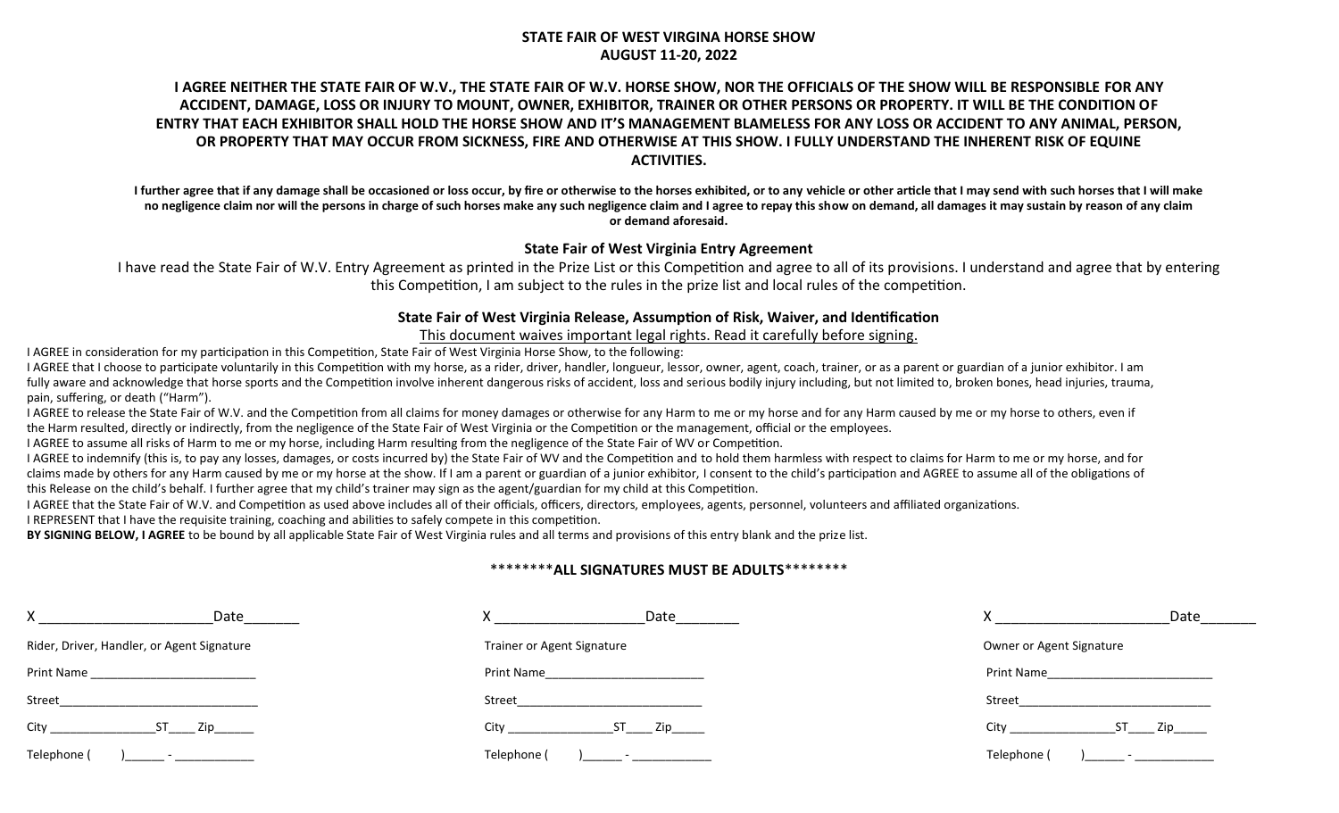## STATE FAIR OF WEST VIRGINA HORSE SHOW
## AUGUST 11-20, 2022

**I AGREE NEITHER THE STATE FAIR OF W.V., THE STATE FAIR OF W.V. HORSE SHOW, NOR THE OFFICIALS OF THE SHOW WILL BE RESPONSIBLE FOR ANY ACCIDENT, DAMAGE, LOSS OR INJURY TO MOUNT, OWNER, EXHIBITOR, TRAINER OR OTHER PERSONS OR PROPERTY. IT WILL BE THE CONDITION OF ENTRY THAT EACH EXHIBITOR SHALL HOLD THE HORSE SHOW AND IT'S MANAGEMENT BLAMELESS FOR ANY LOSS OR ACCIDENT TO ANY ANIMAL, PERSON, OR PROPERTY THAT MAY OCCUR FROM SICKNESS, FIRE AND OTHERWISE AT THIS SHOW. I FULLY UNDERSTAND THE INHERENT RISK OF EQUINE ACTIVITIES.**

**I further agree that if any damage shall be occasioned or loss occur, by fire or otherwise to the horses exhibited, or to any vehicle or other article that I may send with such horses that I will make no negligence claim nor will the persons in charge of such horses make any such negligence claim and I agree to repay this show on demand, all damages it may sustain by reason of any claim or demand aforesaid.**

### State Fair of West Virginia Entry Agreement

I have read the State Fair of W.V. Entry Agreement as printed in the Prize List or this Competition and agree to all of its provisions. I understand and agree that by entering this Competition, I am subject to the rules in the prize list and local rules of the competition.

### State Fair of West Virginia Release, Assumption of Risk, Waiver, and Identification

This document waives important legal rights. Read it carefully before signing.

I AGREE in consideration for my participation in this Competition, State Fair of West Virginia Horse Show, to the following:

I AGREE that I choose to participate voluntarily in this Competition with my horse, as a rider, driver, handler, longueur, lessor, owner, agent, coach, trainer, or as a parent or guardian of a junior exhibitor. I am fully aware and acknowledge that horse sports and the Competition involve inherent dangerous risks of accident, loss and serious bodily injury including, but not limited to, broken bones, head injuries, trauma, pain, suffering, or death ("Harm").

I AGREE to release the State Fair of W.V. and the Competition from all claims for money damages or otherwise for any Harm to me or my horse and for any Harm caused by me or my horse to others, even if the Harm resulted, directly or indirectly, from the negligence of the State Fair of West Virginia or the Competition or the management, official or the employees.

I AGREE to assume all risks of Harm to me or my horse, including Harm resulting from the negligence of the State Fair of WV or Competition.

I AGREE to indemnify (this is, to pay any losses, damages, or costs incurred by) the State Fair of WV and the Competition and to hold them harmless with respect to claims for Harm to me or my horse, and for claims made by others for any Harm caused by me or my horse at the show. If I am a parent or guardian of a junior exhibitor, I consent to the child's participation and AGREE to assume all of the obligations of this Release on the child's behalf. I further agree that my child's trainer may sign as the agent/guardian for my child at this Competition.

I AGREE that the State Fair of W.V. and Competition as used above includes all of their officials, officers, directors, employees, agents, personnel, volunteers and affiliated organizations.

I REPRESENT that I have the requisite training, coaching and abilities to safely compete in this competition.

**BY SIGNING BELOW, I AGREE** to be bound by all applicable State Fair of West Virginia rules and all terms and provisions of this entry blank and the prize list.

********ALL SIGNATURES MUST BE ADULTS********

X ______________________Date_______

Rider, Driver, Handler, or Agent Signature

Print Name _________________________

Street_____________________________

City ________________ST____ Zip______

Telephone (     )______ - ____________

X ___________________Date________

Trainer or Agent Signature

Print Name_______________________

Street___________________________

City ________________ST____ Zip_____

Telephone (     )______ - ____________

X ______________________Date_______

Owner or Agent Signature

Print Name_________________________

Street____________________________

City ________________ST____ Zip_____

Telephone (     )______ - ____________